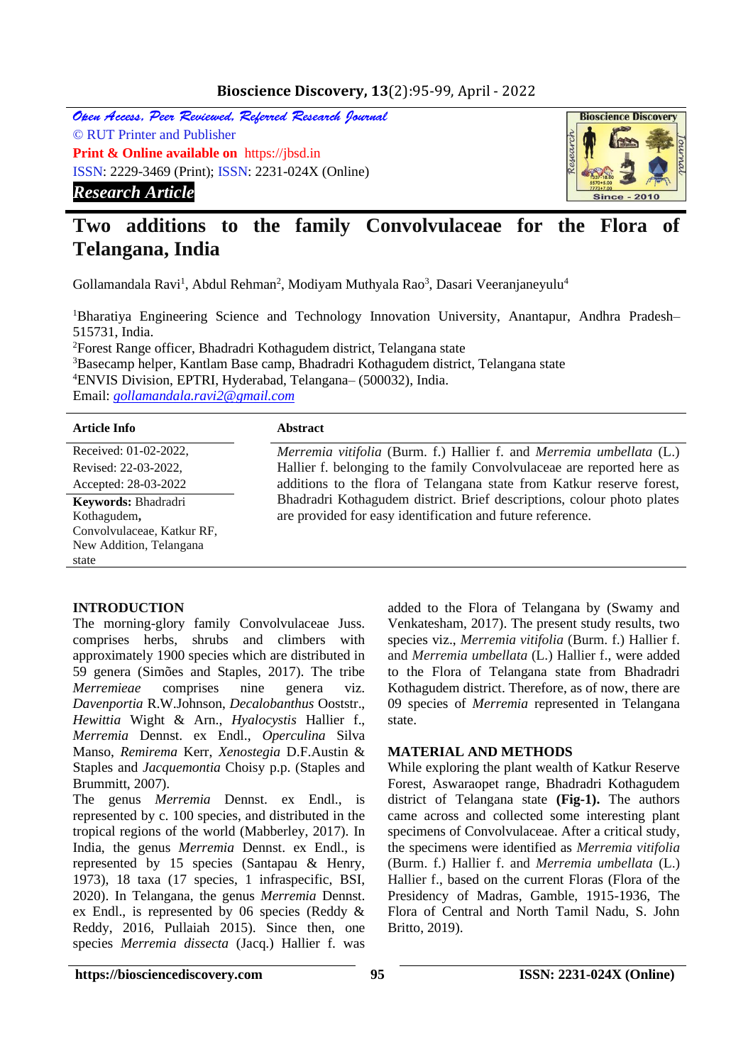*Open Access, Peer Reviewed, Refereed Research Journal*
© RUT Printer and Publisher
**Print & Online available on** https://jbsd.in
ISSN: 2229-3469 (Print); ISSN: 2231-024X (Online)

***Research Article***

# Two additions to the family Convolvulaceae for the Flora of Telangana, India

Gollamandala Ravi[1], Abdul Rehman[2], Modiyam Muthyala Rao[3], Dasari Veeranjaneyulu[4]

[1]Bharatiya Engineering Science and Technology Innovation University, Anantapur, Andhra Pradesh–515731, India.
[2]Forest Range officer, Bhadradri Kothagudem district, Telangana state
[3]Basecamp helper, Kantlam Base camp, Bhadradri Kothagudem district, Telangana state
[4]ENVIS Division, EPTRI, Hyderabad, Telangana– (500032), India.
Email: *gollamandala.ravi2@gmail.com*

| Article Info | Abstract |
|---|---|
| Received: 01-02-2022, Revised: 22-03-2022, Accepted: 28-03-2022 | *Merremia vitifolia* (Burm. f.) Hallier f. and *Merremia umbellata* (L.) Hallier f. belonging to the family Convolvulaceae are reported here as additions to the flora of Telangana state from Katkur reserve forest, Bhadradri Kothagudem district. Brief descriptions, colour photo plates are provided for easy identification and future reference. |
| **Keywords:** Bhadradri Kothagudem, Convolvulaceae, Katkur RF, New Addition, Telangana state | |

## INTRODUCTION

The morning-glory family Convolvulaceae Juss. comprises herbs, shrubs and climbers with approximately 1900 species which are distributed in 59 genera (Simões and Staples, 2017). The tribe *Merremieae* comprises nine genera viz. *Davenportia* R.W.Johnson, *Decalobanthus* Ooststr., *Hewittia* Wight & Arn., *Hyalocystis* Hallier f., *Merremia* Dennst. ex Endl., *Operculina* Silva Manso, *Remirema* Kerr, *Xenostegia* D.F.Austin & Staples and *Jacquemontia* Choisy p.p. (Staples and Brummitt, 2007).

The genus *Merremia* Dennst. ex Endl., is represented by c. 100 species, and distributed in the tropical regions of the world (Mabberley, 2017). In India, the genus *Merremia* Dennst. ex Endl., is represented by 15 species (Santapau & Henry, 1973), 18 taxa (17 species, 1 infraspecific, BSI, 2020). In Telangana, the genus *Merremia* Dennst. ex Endl., is represented by 06 species (Reddy & Reddy, 2016, Pullaiah 2015). Since then, one species *Merremia dissecta* (Jacq.) Hallier f. was added to the Flora of Telangana by (Swamy and Venkatesham, 2017). The present study results, two species viz., *Merremia vitifolia* (Burm. f.) Hallier f. and *Merremia umbellata* (L.) Hallier f., were added to the Flora of Telangana state from Bhadradri Kothagudem district. Therefore, as of now, there are 09 species of *Merremia* represented in Telangana state.

## MATERIAL AND METHODS

While exploring the plant wealth of Katkur Reserve Forest, Aswaraopet range, Bhadradri Kothagudem district of Telangana state **(Fig-1).** The authors came across and collected some interesting plant specimens of Convolvulaceae. After a critical study, the specimens were identified as *Merremia vitifolia* (Burm. f.) Hallier f. and *Merremia umbellata* (L.) Hallier f., based on the current Floras (Flora of the Presidency of Madras, Gamble, 1915-1936, The Flora of Central and North Tamil Nadu, S. John Britto, 2019).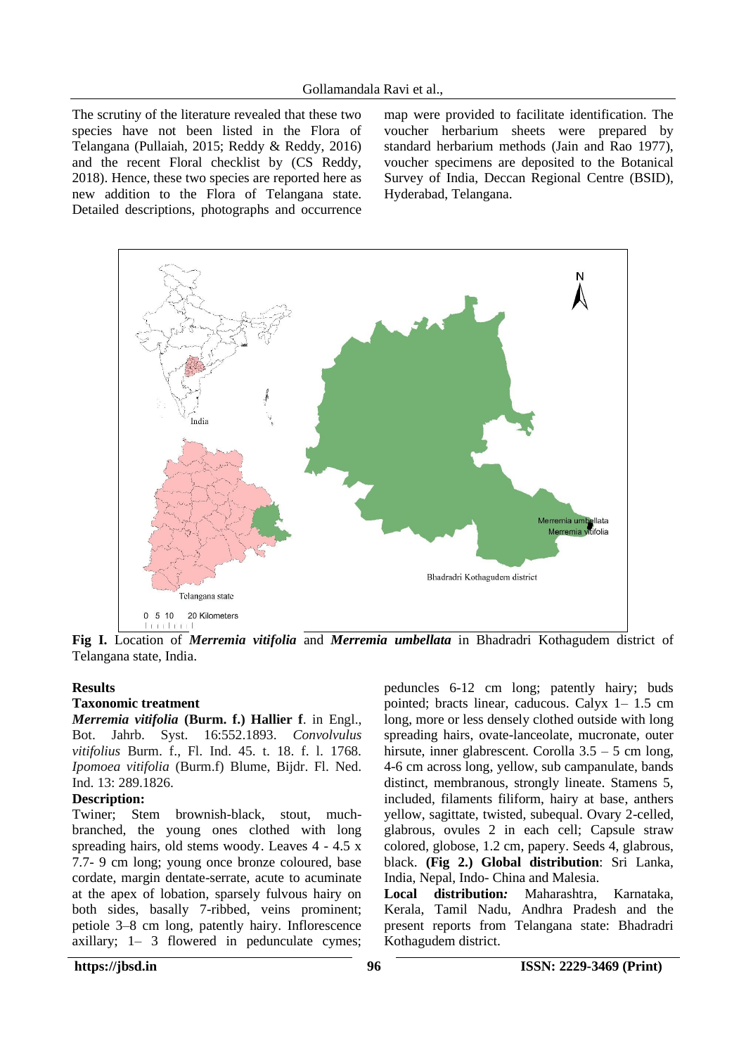The scrutiny of the literature revealed that these two species have not been listed in the Flora of Telangana (Pullaiah, 2015; Reddy & Reddy, 2016) and the recent Floral checklist by (CS Reddy, 2018). Hence, these two species are reported here as new addition to the Flora of Telangana state. Detailed descriptions, photographs and occurrence map were provided to facilitate identification. The voucher herbarium sheets were prepared by standard herbarium methods (Jain and Rao 1977), voucher specimens are deposited to the Botanical Survey of India, Deccan Regional Centre (BSID), Hyderabad, Telangana.

**Fig I.** Location of ***Merremia vitifolia*** and ***Merremia umbellata*** in Bhadradri Kothagudem district of Telangana state, India.

## Results

### Taxonomic treatment

***Merremia vitifolia*** **(Burm. f.) Hallier f**. in Engl., Bot. Jahrb. Syst. 16:552.1893. *Convolvulus vitifolius* Burm. f., Fl. Ind. 45. t. 18. f. l. 1768. *Ipomoea vitifolia* (Burm.f) Blume, Bijdr. Fl. Ned. Ind. 13: 289.1826.

**Description:**

Twiner; Stem brownish-black, stout, much-branched, the young ones clothed with long spreading hairs, old stems woody. Leaves 4 - 4.5 x 7.7- 9 cm long; young once bronze coloured, base cordate, margin dentate-serrate, acute to acuminate at the apex of lobation, sparsely fulvous hairy on both sides, basally 7-ribbed, veins prominent; petiole 3–8 cm long, patently hairy. Inflorescence axillary; 1– 3 flowered in pedunculate cymes; peduncles 6-12 cm long; patently hairy; buds pointed; bracts linear, caducous. Calyx 1– 1.5 cm long, more or less densely clothed outside with long spreading hairs, ovate-lanceolate, mucronate, outer hirsute, inner glabrescent. Corolla 3.5 – 5 cm long, 4-6 cm across long, yellow, sub campanulate, bands distinct, membranous, strongly lineate. Stamens 5, included, filaments filiform, hairy at base, anthers yellow, sagittate, twisted, subequal. Ovary 2-celled, glabrous, ovules 2 in each cell; Capsule straw colored, globose, 1.2 cm, papery. Seeds 4, glabrous, black. **(Fig 2.) Global distribution**: Sri Lanka, India, Nepal, Indo- China and Malesia.

**Local distribution*:*** Maharashtra, Karnataka, Kerala, Tamil Nadu, Andhra Pradesh and the present reports from Telangana state: Bhadradri Kothagudem district.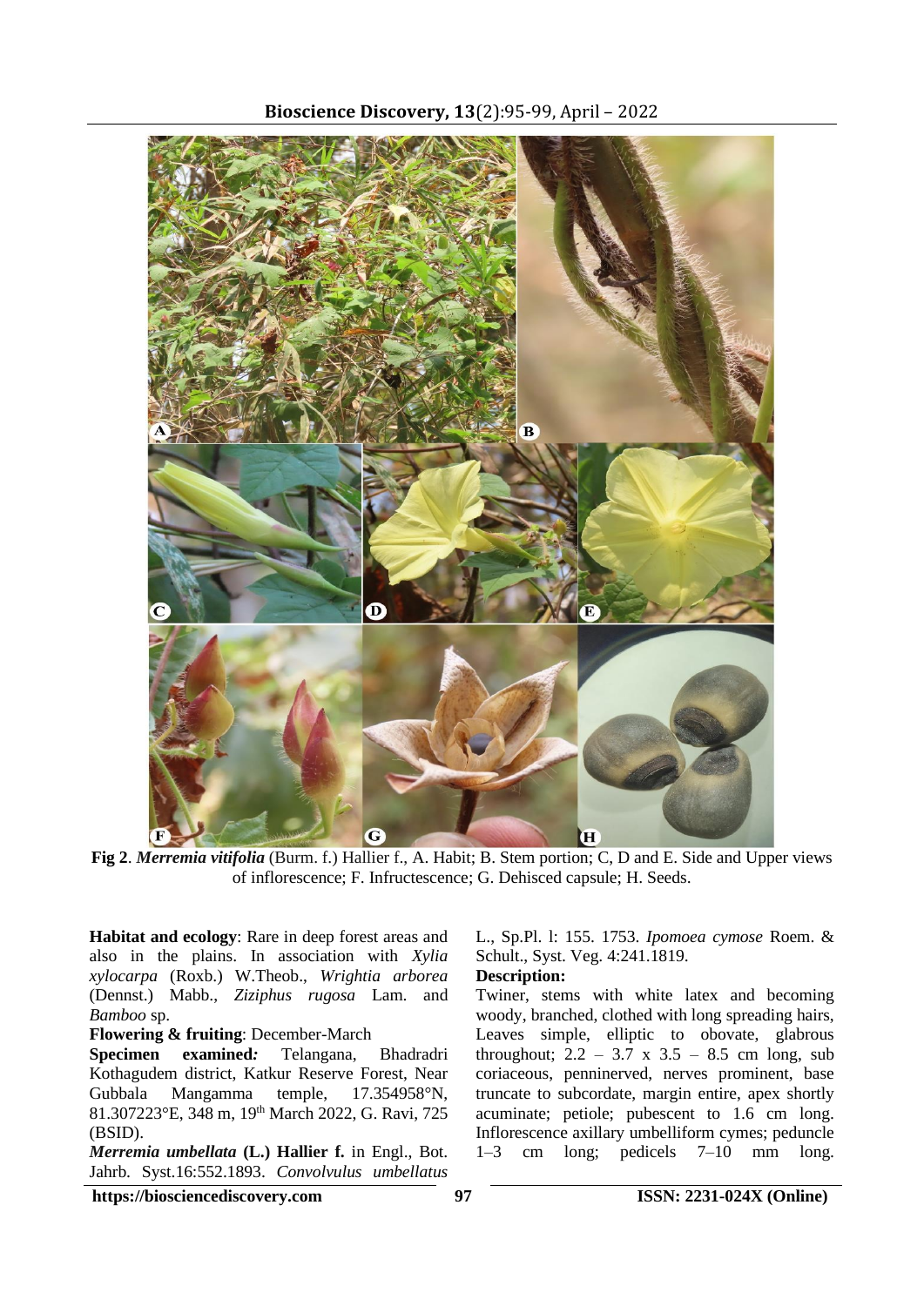**Fig 2**. ***Merremia vitifolia*** (Burm. f.) Hallier f., A. Habit; B. Stem portion; C, D and E. Side and Upper views of inflorescence; F. Infructescence; G. Dehisced capsule; H. Seeds.

**Habitat and ecology**: Rare in deep forest areas and also in the plains. In association with *Xylia xylocarpa* (Roxb.) W.Theob., *Wrightia arborea* (Dennst.) Mabb., *Ziziphus rugosa* Lam. and *Bamboo* sp.

**Flowering & fruiting**: December-March

**Specimen examined:** Telangana, Bhadradri Kothagudem district, Katkur Reserve Forest, Near Gubbala Mangamma temple, 17.354958°N, 81.307223°E, 348 m, 19th March 2022, G. Ravi, 725 (BSID).

***Merremia umbellata*** **(L.) Hallier f.** in Engl., Bot. Jahrb. Syst.16:552.1893. *Convolvulus umbellatus* L., Sp.Pl. l: 155. 1753. *Ipomoea cymose* Roem. & Schult., Syst. Veg. 4:241.1819.

**Description:**

Twiner, stems with white latex and becoming woody, branched, clothed with long spreading hairs, Leaves simple, elliptic to obovate, glabrous throughout; 2.2 – 3.7 x 3.5 – 8.5 cm long, sub coriaceous, penninerved, nerves prominent, base truncate to subcordate, margin entire, apex shortly acuminate; petiole; pubescent to 1.6 cm long. Inflorescence axillary umbelliform cymes; peduncle 1–3 cm long; pedicels 7–10 mm long.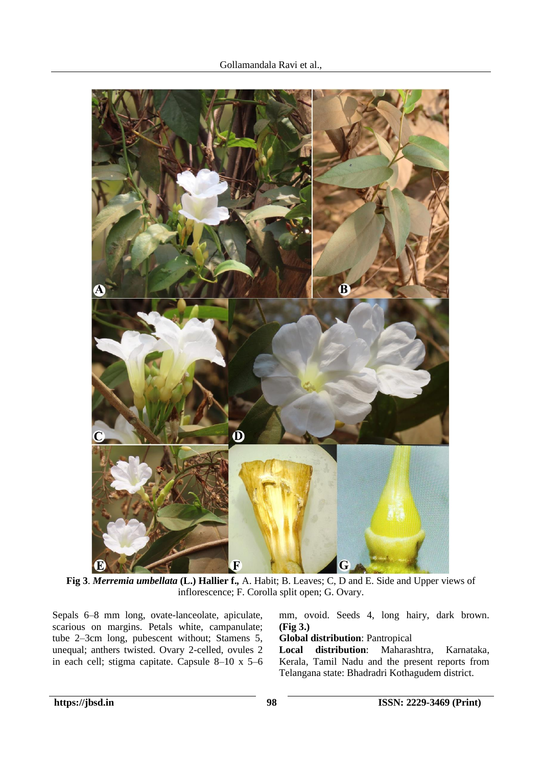**Fig 3**. ***Merremia umbellata* (L.) Hallier f.,** A. Habit; B. Leaves; C, D and E. Side and Upper views of inflorescence; F. Corolla split open; G. Ovary.

Sepals 6–8 mm long, ovate-lanceolate, apiculate, scarious on margins. Petals white, campanulate; tube 2–3cm long, pubescent without; Stamens 5, unequal; anthers twisted. Ovary 2-celled, ovules 2 in each cell; stigma capitate. Capsule 8–10 x 5–6 mm, ovoid. Seeds 4, long hairy, dark brown. **(Fig 3.)**

**Global distribution**: Pantropical

**Local distribution**: Maharashtra, Karnataka, Kerala, Tamil Nadu and the present reports from Telangana state: Bhadradri Kothagudem district.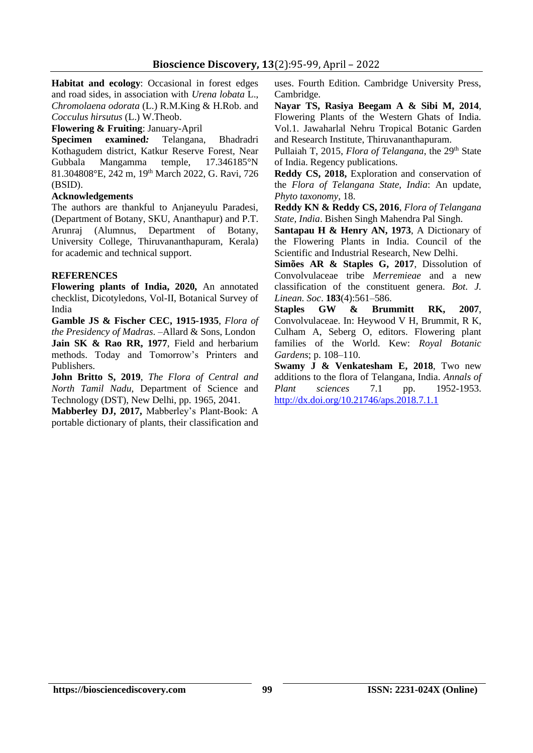**Habitat and ecology**: Occasional in forest edges and road sides, in association with *Urena lobata* L., *Chromolaena odorata* (L.) R.M.King & H.Rob. and *Cocculus hirsutus* (L.) W.Theob.

**Flowering & Fruiting**: January-April

**Specimen examined:** Telangana, Bhadradri Kothagudem district, Katkur Reserve Forest, Near Gubbala Mangamma temple, 17.346185°N 81.304808°E, 242 m, 19th March 2022, G. Ravi, 726 (BSID).

### Acknowledgements

The authors are thankful to Anjaneyulu Paradesi, (Department of Botany, SKU, Ananthapur) and P.T. Arunraj (Alumnus, Department of Botany, University College, Thiruvananthapuram, Kerala) for academic and technical support.

### REFERENCES

**Flowering plants of India, 2020,** An annotated checklist, Dicotyledons, Vol-II, Botanical Survey of India

**Gamble JS & Fischer CEC, 1915-1935**, *Flora of the Presidency of Madras*. –Allard & Sons, London

**Jain SK & Rao RR, 1977**, Field and herbarium methods. Today and Tomorrow's Printers and Publishers.

**John Britto S, 2019**, *The Flora of Central and North Tamil Nadu*, Department of Science and Technology (DST), New Delhi, pp. 1965, 2041.

**Mabberley DJ, 2017,** Mabberley's Plant-Book: A portable dictionary of plants, their classification and uses. Fourth Edition. Cambridge University Press, Cambridge.

**Nayar TS, Rasiya Beegam A & Sibi M, 2014**, Flowering Plants of the Western Ghats of India. Vol.1. Jawaharlal Nehru Tropical Botanic Garden and Research Institute, Thiruvananthapuram.

Pullaiah T, 2015, *Flora of Telangana*, the 29th State of India. Regency publications.

**Reddy CS, 2018,** Exploration and conservation of the *Flora of Telangana State, India*: An update, *Phyto taxonomy*, 18.

**Reddy KN & Reddy CS, 2016**, *Flora of Telangana State, India*. Bishen Singh Mahendra Pal Singh.

**Santapau H & Henry AN, 1973**, A Dictionary of the Flowering Plants in India. Council of the Scientific and Industrial Research, New Delhi.

**Simões AR & Staples G, 2017**, Dissolution of Convolvulaceae tribe *Merremieae* and a new classification of the constituent genera. *Bot. J. Linean. Soc*. **183**(4):561–586.

**Staples GW & Brummitt RK, 2007**, Convolvulaceae. In: Heywood V H, Brummit, R K, Culham A, Seberg O, editors. Flowering plant families of the World. Kew: *Royal Botanic Gardens*; p. 108–110.

**Swamy J & Venkatesham E, 2018**, Two new additions to the flora of Telangana, India. *Annals of Plant sciences* 7.1 pp. 1952-1953. http://dx.doi.org/10.21746/aps.2018.7.1.1